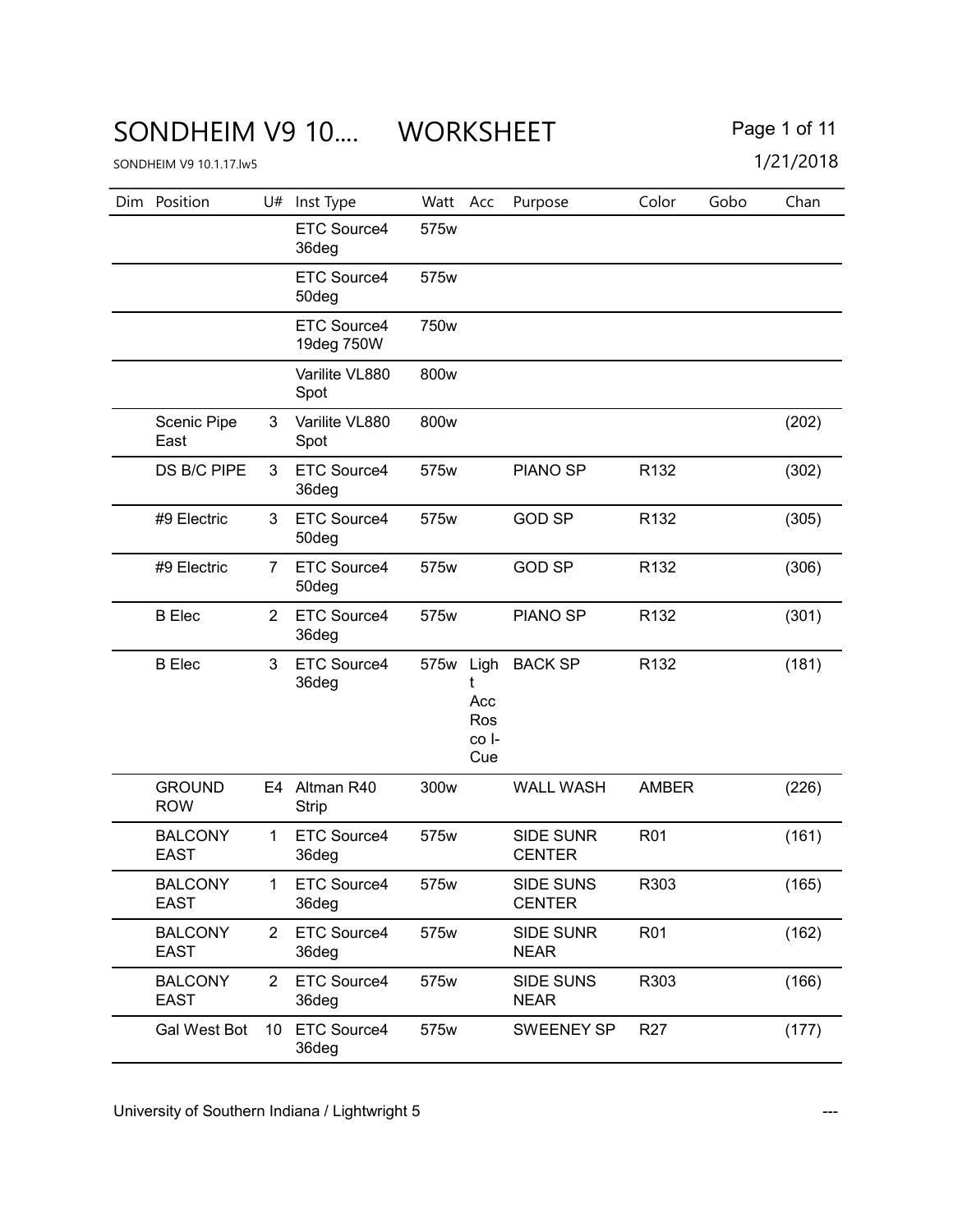# SONDHEIM V9 10.... WORKSHEET

SONDHEIM V9 10.1.17.lw5

1/21/2018

| Dim | Position | U# | Inst Type | Watt | Acc | Purpose | Color | Gobo | Chan |
|---|---|---|---|---|---|---|---|---|---|
| | | | ETC Source4 36deg | 575w | | | | | |
| | | | ETC Source4 50deg | 575w | | | | | |
| | | | ETC Source4 19deg 750W | 750w | | | | | |
| | | | Varilite VL880 Spot | 800w | | | | | |
| | Scenic Pipe East | 3 | Varilite VL880 Spot | 800w | | | | | (202) |
| | DS B/C PIPE | 3 | ETC Source4 36deg | 575w | | PIANO SP | R132 | | (302) |
| | #9 Electric | 3 | ETC Source4 50deg | 575w | | GOD SP | R132 | | (305) |
| | #9 Electric | 7 | ETC Source4 50deg | 575w | | GOD SP | R132 | | (306) |
| | B Elec | 2 | ETC Source4 36deg | 575w | | PIANO SP | R132 | | (301) |
| | B Elec | 3 | ETC Source4 36deg | 575w | Light Acc Rosco I-Cue | BACK SP | R132 | | (181) |
| | GROUND ROW | E4 | Altman R40 Strip | 300w | | WALL WASH | AMBER | | (226) |
| | BALCONY EAST | 1 | ETC Source4 36deg | 575w | | SIDE SUNR CENTER | R01 | | (161) |
| | BALCONY EAST | 1 | ETC Source4 36deg | 575w | | SIDE SUNS CENTER | R303 | | (165) |
| | BALCONY EAST | 2 | ETC Source4 36deg | 575w | | SIDE SUNR NEAR | R01 | | (162) |
| | BALCONY EAST | 2 | ETC Source4 36deg | 575w | | SIDE SUNS NEAR | R303 | | (166) |
| | Gal West Bot | 10 | ETC Source4 36deg | 575w | | SWEENEY SP | R27 | | (177) |

University of Southern Indiana / Lightwright 5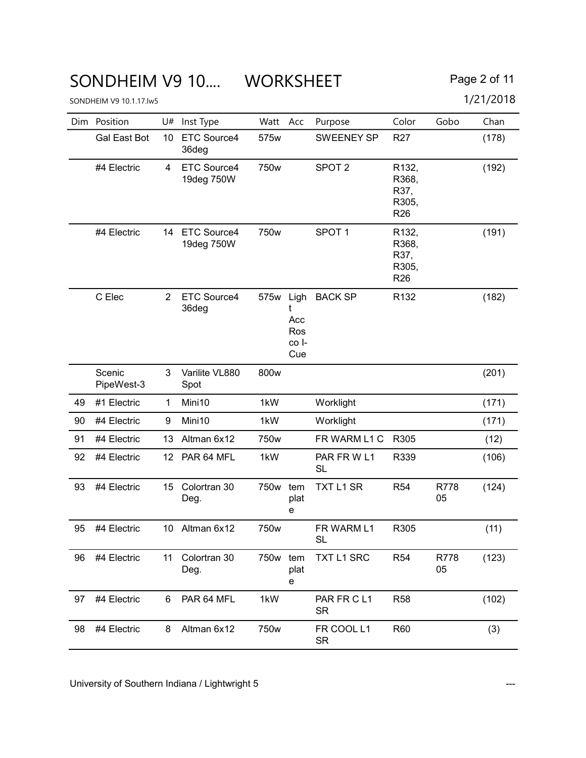# SONDHEIM V9 10.... WORKSHEET

SONDHEIM V9 10.1.17.lw5

1/21/2018

| Dim | Position | U# | Inst Type | Watt | Acc | Purpose | Color | Gobo | Chan |
|---|---|---|---|---|---|---|---|---|---|
| | Gal East Bot | 10 | ETC Source4 36deg | 575w | | SWEENEY SP | R27 | | (178) |
| | #4 Electric | 4 | ETC Source4 19deg 750W | 750w | | SPOT 2 | R132, R368, R37, R305, R26 | | (192) |
| | #4 Electric | 14 | ETC Source4 19deg 750W | 750w | | SPOT 1 | R132, R368, R37, R305, R26 | | (191) |
| | C Elec | 2 | ETC Source4 36deg | 575w | Light Acc Rosco I-Cue | BACK SP | R132 | | (182) |
| | Scenic PipeWest-3 | 3 | Varilite VL880 Spot | 800w | | | | | (201) |
| 49 | #1 Electric | 1 | Mini10 | 1kW | | Worklight | | | (171) |
| 90 | #4 Electric | 9 | Mini10 | 1kW | | Worklight | | | (171) |
| 91 | #4 Electric | 13 | Altman 6x12 | 750w | | FR WARM L1 C | R305 | | (12) |
| 92 | #4 Electric | 12 | PAR 64 MFL | 1kW | | PAR FR W L1 SL | R339 | | (106) |
| 93 | #4 Electric | 15 | Colortran 30 Deg. | 750w | template | TXT L1 SR | R54 | R77805 | (124) |
| 95 | #4 Electric | 10 | Altman 6x12 | 750w | | FR WARM L1 SL | R305 | | (11) |
| 96 | #4 Electric | 11 | Colortran 30 Deg. | 750w | template | TXT L1 SRC | R54 | R77805 | (123) |
| 97 | #4 Electric | 6 | PAR 64 MFL | 1kW | | PAR FR C L1 SR | R58 | | (102) |
| 98 | #4 Electric | 8 | Altman 6x12 | 750w | | FR COOL L1 SR | R60 | | (3) |

University of Southern Indiana / Lightwright 5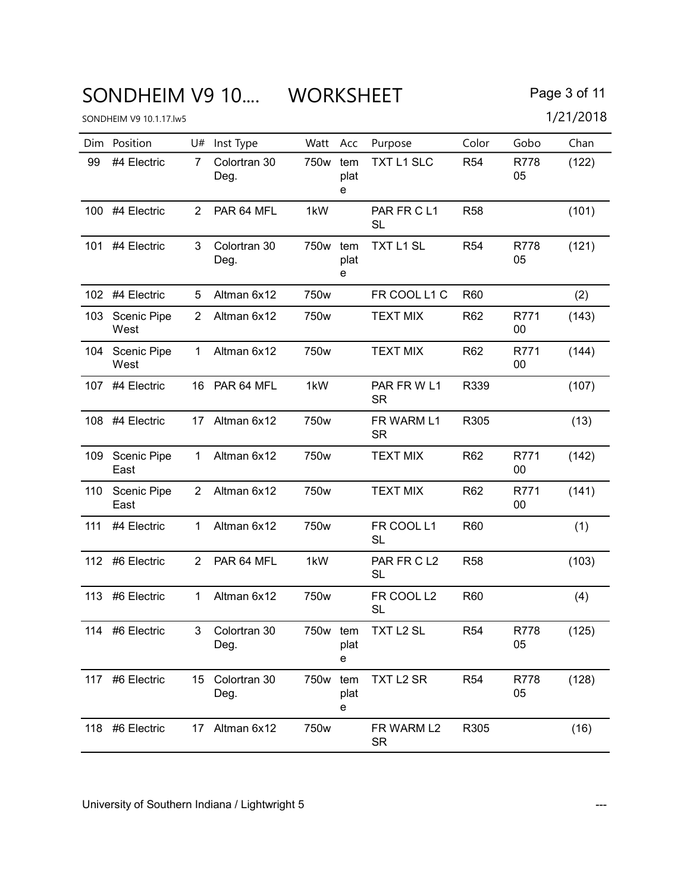# SONDHEIM V9 10.... WORKSHEET

SONDHEIM V9 10.1.17.lw5

1/21/2018

| Dim | Position | U# | Inst Type | Watt | Acc | Purpose | Color | Gobo | Chan |
|---|---|---|---|---|---|---|---|---|---|
| 99 | #4 Electric | 7 | Colortran 30 Deg. | 750w | template | TXT L1 SLC | R54 | R77805 | (122) |
| 100 | #4 Electric | 2 | PAR 64 MFL | 1kW | | PAR FR C L1 SL | R58 | | (101) |
| 101 | #4 Electric | 3 | Colortran 30 Deg. | 750w | template | TXT L1 SL | R54 | R77805 | (121) |
| 102 | #4 Electric | 5 | Altman 6x12 | 750w | | FR COOL L1 C | R60 | | (2) |
| 103 | Scenic Pipe West | 2 | Altman 6x12 | 750w | | TEXT MIX | R62 | R77100 | (143) |
| 104 | Scenic Pipe West | 1 | Altman 6x12 | 750w | | TEXT MIX | R62 | R77100 | (144) |
| 107 | #4 Electric | 16 | PAR 64 MFL | 1kW | | PAR FR W L1 SR | R339 | | (107) |
| 108 | #4 Electric | 17 | Altman 6x12 | 750w | | FR WARM L1 SR | R305 | | (13) |
| 109 | Scenic Pipe East | 1 | Altman 6x12 | 750w | | TEXT MIX | R62 | R77100 | (142) |
| 110 | Scenic Pipe East | 2 | Altman 6x12 | 750w | | TEXT MIX | R62 | R77100 | (141) |
| 111 | #4 Electric | 1 | Altman 6x12 | 750w | | FR COOL L1 SL | R60 | | (1) |
| 112 | #6 Electric | 2 | PAR 64 MFL | 1kW | | PAR FR C L2 SL | R58 | | (103) |
| 113 | #6 Electric | 1 | Altman 6x12 | 750w | | FR COOL L2 SL | R60 | | (4) |
| 114 | #6 Electric | 3 | Colortran 30 Deg. | 750w | template | TXT L2 SL | R54 | R77805 | (125) |
| 117 | #6 Electric | 15 | Colortran 30 Deg. | 750w | template | TXT L2 SR | R54 | R77805 | (128) |
| 118 | #6 Electric | 17 | Altman 6x12 | 750w | | FR WARM L2 SR | R305 | | (16) |

University of Southern Indiana / Lightwright 5 ---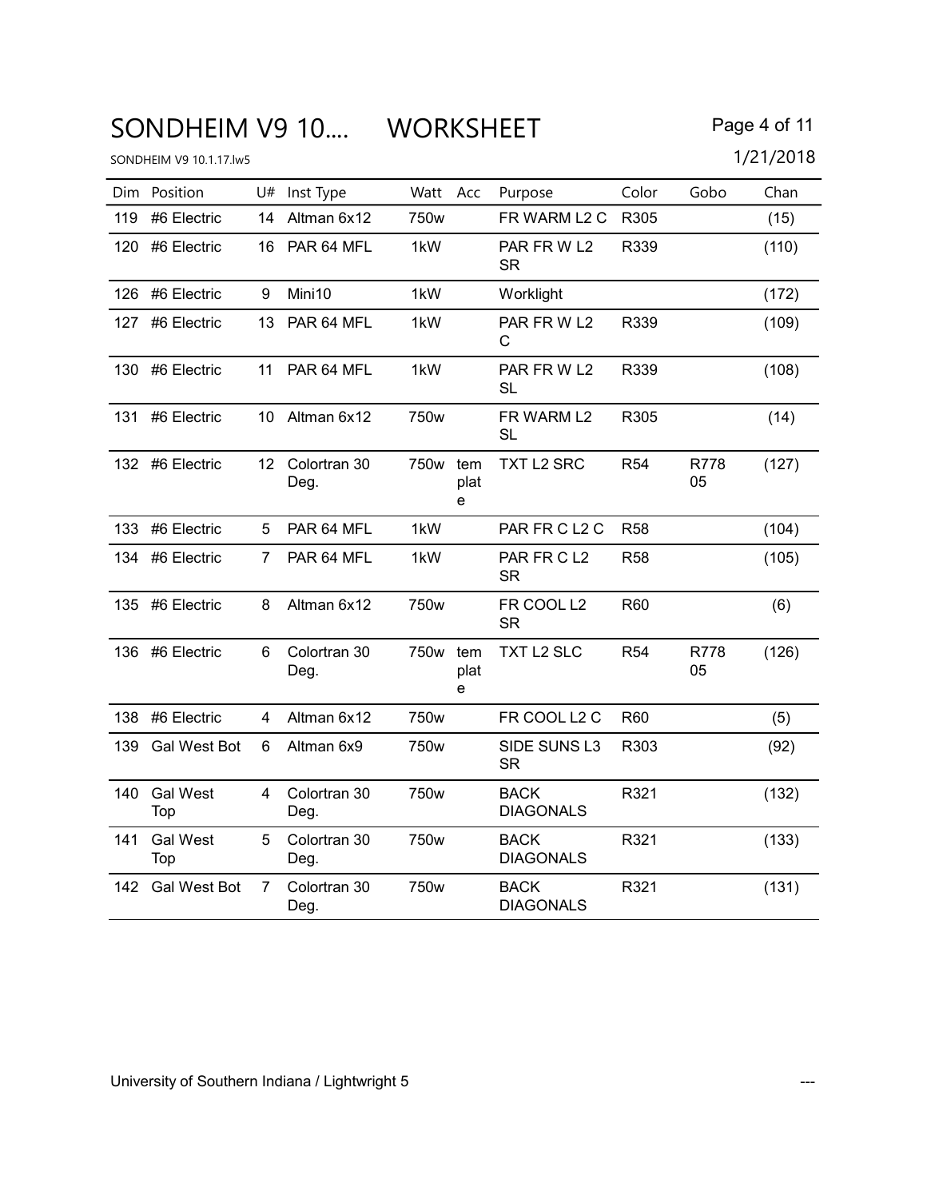# SONDHEIM V9 10.... WORKSHEET

SONDHEIM V9 10.1.17.lw5

1/21/2018

| Dim | Position | U# | Inst Type | Watt | Acc | Purpose | Color | Gobo | Chan |
|---|---|---|---|---|---|---|---|---|---|
| 119 | #6 Electric | 14 | Altman 6x12 | 750w | | FR WARM L2 C | R305 | | (15) |
| 120 | #6 Electric | 16 | PAR 64 MFL | 1kW | | PAR FR W L2 SR | R339 | | (110) |
| 126 | #6 Electric | 9 | Mini10 | 1kW | | Worklight | | | (172) |
| 127 | #6 Electric | 13 | PAR 64 MFL | 1kW | | PAR FR W L2 C | R339 | | (109) |
| 130 | #6 Electric | 11 | PAR 64 MFL | 1kW | | PAR FR W L2 SL | R339 | | (108) |
| 131 | #6 Electric | 10 | Altman 6x12 | 750w | | FR WARM L2 SL | R305 | | (14) |
| 132 | #6 Electric | 12 | Colortran 30 Deg. | 750w | template | TXT L2 SRC | R54 | R77805 | (127) |
| 133 | #6 Electric | 5 | PAR 64 MFL | 1kW | | PAR FR C L2 C | R58 | | (104) |
| 134 | #6 Electric | 7 | PAR 64 MFL | 1kW | | PAR FR C L2 SR | R58 | | (105) |
| 135 | #6 Electric | 8 | Altman 6x12 | 750w | | FR COOL L2 SR | R60 | | (6) |
| 136 | #6 Electric | 6 | Colortran 30 Deg. | 750w | template | TXT L2 SLC | R54 | R77805 | (126) |
| 138 | #6 Electric | 4 | Altman 6x12 | 750w | | FR COOL L2 C | R60 | | (5) |
| 139 | Gal West Bot | 6 | Altman 6x9 | 750w | | SIDE SUNS L3 SR | R303 | | (92) |
| 140 | Gal West Top | 4 | Colortran 30 Deg. | 750w | | BACK DIAGONALS | R321 | | (132) |
| 141 | Gal West Top | 5 | Colortran 30 Deg. | 750w | | BACK DIAGONALS | R321 | | (133) |
| 142 | Gal West Bot | 7 | Colortran 30 Deg. | 750w | | BACK DIAGONALS | R321 | | (131) |

University of Southern Indiana / Lightwright 5 ---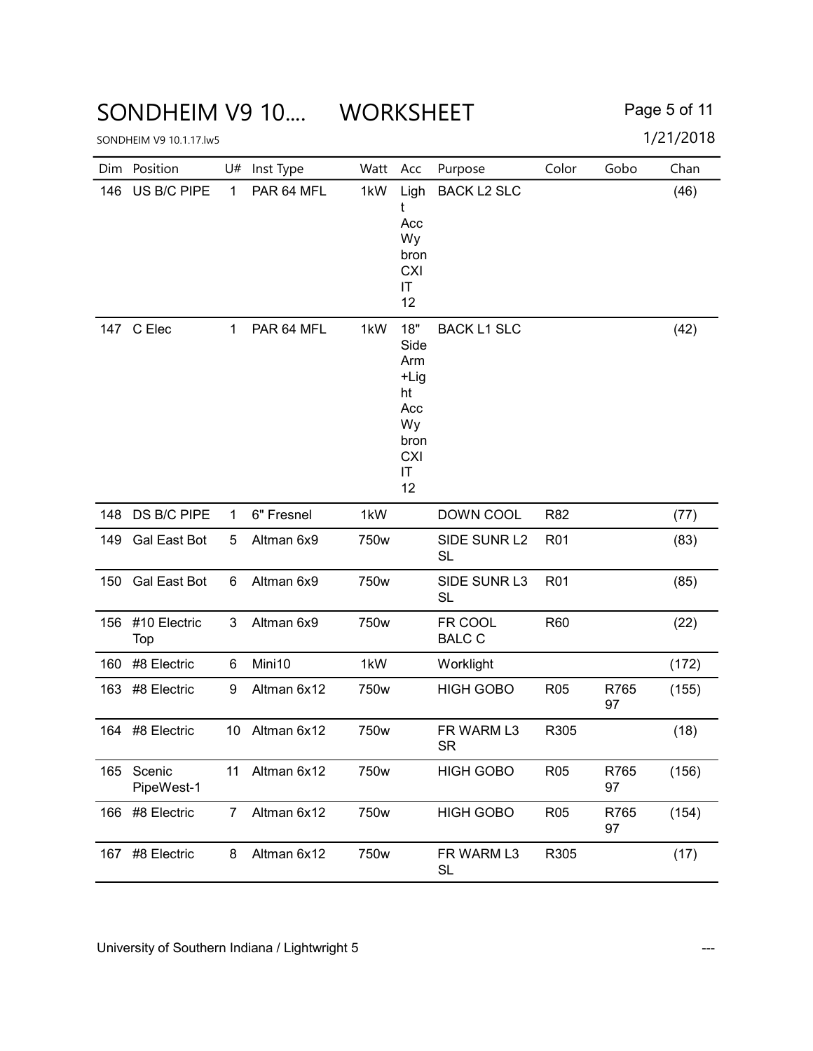# SONDHEIM V9 10.... WORKSHEET

SONDHEIM V9 10.1.17.lw5

1/21/2018

| Dim | Position | U# | Inst Type | Watt | Acc | Purpose | Color | Gobo | Chan |
|---|---|---|---|---|---|---|---|---|---|
| 146 | US B/C PIPE | 1 | PAR 64 MFL | 1kW | Light Acc Wybron CXI IT 12 | BACK L2 SLC | | | (46) |
| 147 | C Elec | 1 | PAR 64 MFL | 1kW | 18" Side Arm +Light Acc Wybron CXI IT 12 | BACK L1 SLC | | | (42) |
| 148 | DS B/C PIPE | 1 | 6" Fresnel | 1kW | | DOWN COOL | R82 | | (77) |
| 149 | Gal East Bot | 5 | Altman 6x9 | 750w | | SIDE SUNR L2 SL | R01 | | (83) |
| 150 | Gal East Bot | 6 | Altman 6x9 | 750w | | SIDE SUNR L3 SL | R01 | | (85) |
| 156 | #10 Electric Top | 3 | Altman 6x9 | 750w | | FR COOL BALC C | R60 | | (22) |
| 160 | #8 Electric | 6 | Mini10 | 1kW | | Worklight | | | (172) |
| 163 | #8 Electric | 9 | Altman 6x12 | 750w | | HIGH GOBO | R05 | R76597 | (155) |
| 164 | #8 Electric | 10 | Altman 6x12 | 750w | | FR WARM L3 SR | R305 | | (18) |
| 165 | Scenic PipeWest-1 | 11 | Altman 6x12 | 750w | | HIGH GOBO | R05 | R76597 | (156) |
| 166 | #8 Electric | 7 | Altman 6x12 | 750w | | HIGH GOBO | R05 | R76597 | (154) |
| 167 | #8 Electric | 8 | Altman 6x12 | 750w | | FR WARM L3 SL | R305 | | (17) |

University of Southern Indiana / Lightwright 5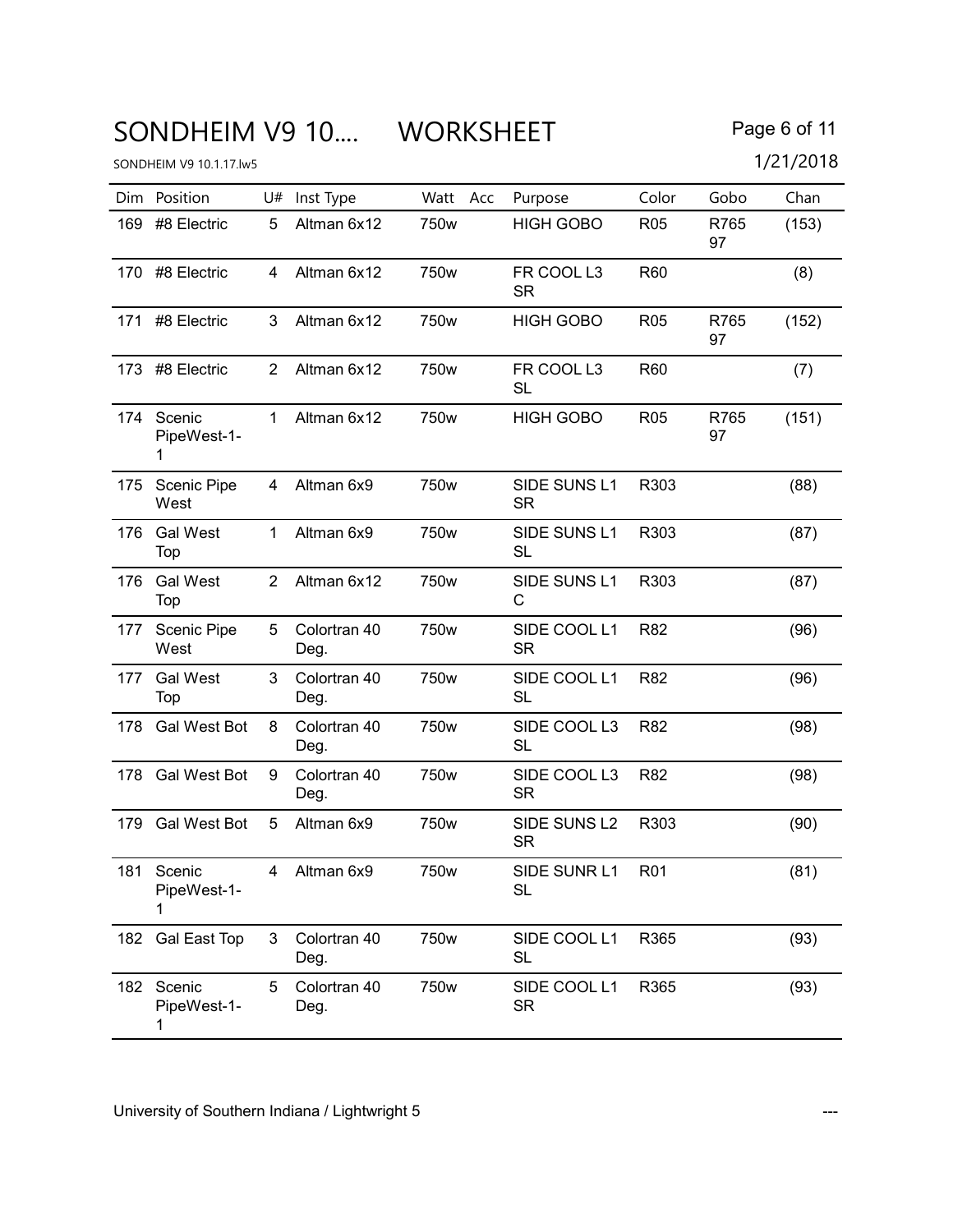# SONDHEIM V9 10.... WORKSHEET

SONDHEIM V9 10.1.17.lw5

| Dim | Position | U# | Inst Type | Watt | Acc | Purpose | Color | Gobo | Chan |
|---|---|---|---|---|---|---|---|---|---|
| 169 | #8 Electric | 5 | Altman 6x12 | 750w | | HIGH GOBO | R05 | R765 97 | (153) |
| 170 | #8 Electric | 4 | Altman 6x12 | 750w | | FR COOL L3 SR | R60 | | (8) |
| 171 | #8 Electric | 3 | Altman 6x12 | 750w | | HIGH GOBO | R05 | R765 97 | (152) |
| 173 | #8 Electric | 2 | Altman 6x12 | 750w | | FR COOL L3 SL | R60 | | (7) |
| 174 | Scenic PipeWest-1-1 | 1 | Altman 6x12 | 750w | | HIGH GOBO | R05 | R765 97 | (151) |
| 175 | Scenic Pipe West | 4 | Altman 6x9 | 750w | | SIDE SUNS L1 SR | R303 | | (88) |
| 176 | Gal West Top | 1 | Altman 6x9 | 750w | | SIDE SUNS L1 SL | R303 | | (87) |
| 176 | Gal West Top | 2 | Altman 6x12 | 750w | | SIDE SUNS L1 C | R303 | | (87) |
| 177 | Scenic Pipe West | 5 | Colortran 40 Deg. | 750w | | SIDE COOL L1 SR | R82 | | (96) |
| 177 | Gal West Top | 3 | Colortran 40 Deg. | 750w | | SIDE COOL L1 SL | R82 | | (96) |
| 178 | Gal West Bot | 8 | Colortran 40 Deg. | 750w | | SIDE COOL L3 SL | R82 | | (98) |
| 178 | Gal West Bot | 9 | Colortran 40 Deg. | 750w | | SIDE COOL L3 SR | R82 | | (98) |
| 179 | Gal West Bot | 5 | Altman 6x9 | 750w | | SIDE SUNS L2 SR | R303 | | (90) |
| 181 | Scenic PipeWest-1-1 | 4 | Altman 6x9 | 750w | | SIDE SUNR L1 SL | R01 | | (81) |
| 182 | Gal East Top | 3 | Colortran 40 Deg. | 750w | | SIDE COOL L1 SL | R365 | | (93) |
| 182 | Scenic PipeWest-1-1 | 5 | Colortran 40 Deg. | 750w | | SIDE COOL L1 SR | R365 | | (93) |

University of Southern Indiana / Lightwright 5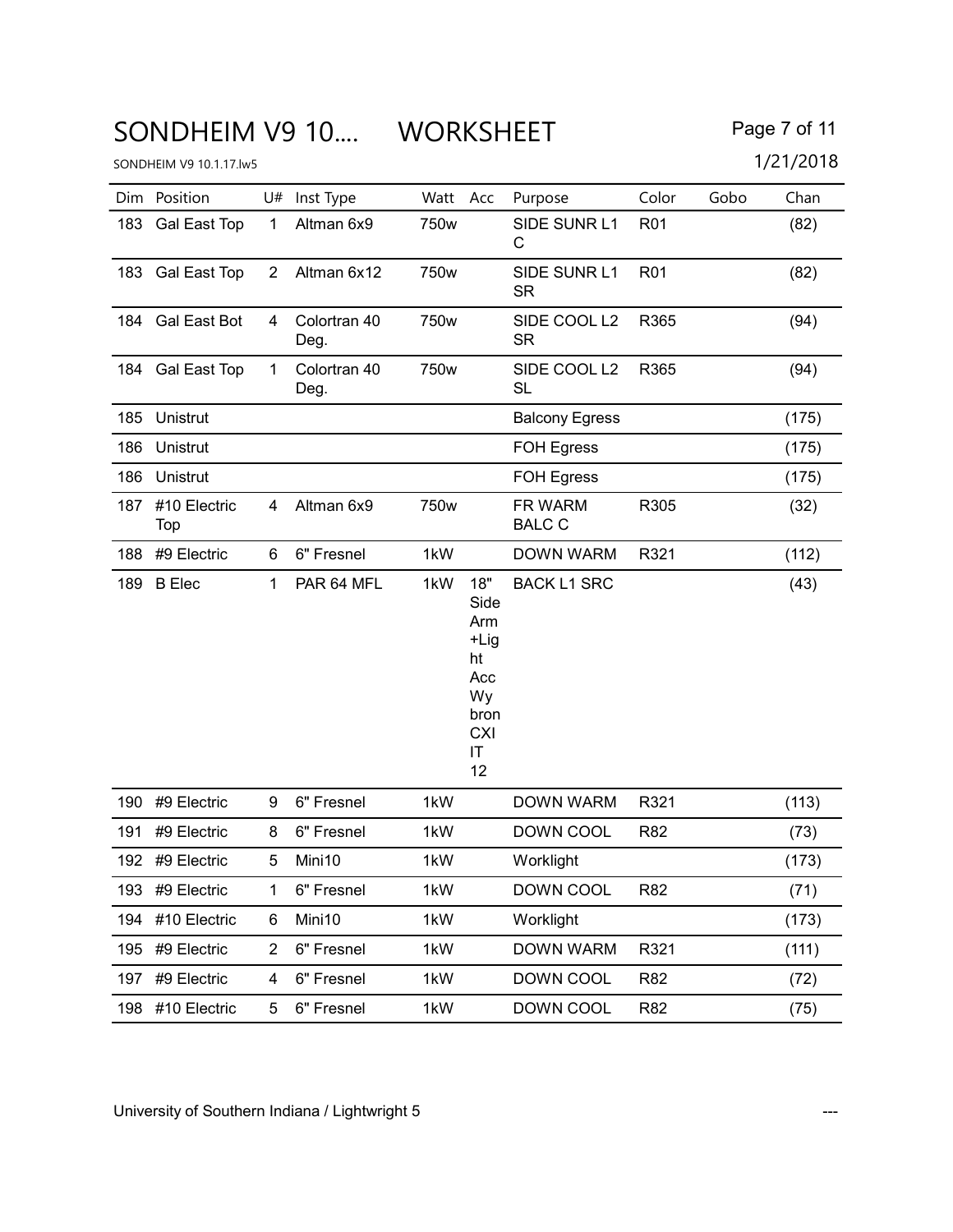# SONDHEIM V9 10.... WORKSHEET

SONDHEIM V9 10.1.17.lw5

1/21/2018

| Dim | Position | U# | Inst Type | Watt | Acc | Purpose | Color | Gobo | Chan |
|---|---|---|---|---|---|---|---|---|---|
| 183 | Gal East Top | 1 | Altman 6x9 | 750w | | SIDE SUNR L1 C | R01 | | (82) |
| 183 | Gal East Top | 2 | Altman 6x12 | 750w | | SIDE SUNR L1 SR | R01 | | (82) |
| 184 | Gal East Bot | 4 | Colortran 40 Deg. | 750w | | SIDE COOL L2 SR | R365 | | (94) |
| 184 | Gal East Top | 1 | Colortran 40 Deg. | 750w | | SIDE COOL L2 SL | R365 | | (94) |
| 185 | Unistrut | | | | | Balcony Egress | | | (175) |
| 186 | Unistrut | | | | | FOH Egress | | | (175) |
| 186 | Unistrut | | | | | FOH Egress | | | (175) |
| 187 | #10 Electric Top | 4 | Altman 6x9 | 750w | | FR WARM BALC C | R305 | | (32) |
| 188 | #9 Electric | 6 | 6" Fresnel | 1kW | | DOWN WARM | R321 | | (112) |
| 189 | B Elec | 1 | PAR 64 MFL | 1kW | 18" Side Arm +Light Acc Wybron CXI IT 12 | BACK L1 SRC | | | (43) |
| 190 | #9 Electric | 9 | 6" Fresnel | 1kW | | DOWN WARM | R321 | | (113) |
| 191 | #9 Electric | 8 | 6" Fresnel | 1kW | | DOWN COOL | R82 | | (73) |
| 192 | #9 Electric | 5 | Mini10 | 1kW | | Worklight | | | (173) |
| 193 | #9 Electric | 1 | 6" Fresnel | 1kW | | DOWN COOL | R82 | | (71) |
| 194 | #10 Electric | 6 | Mini10 | 1kW | | Worklight | | | (173) |
| 195 | #9 Electric | 2 | 6" Fresnel | 1kW | | DOWN WARM | R321 | | (111) |
| 197 | #9 Electric | 4 | 6" Fresnel | 1kW | | DOWN COOL | R82 | | (72) |
| 198 | #10 Electric | 5 | 6" Fresnel | 1kW | | DOWN COOL | R82 | | (75) |

University of Southern Indiana / Lightwright 5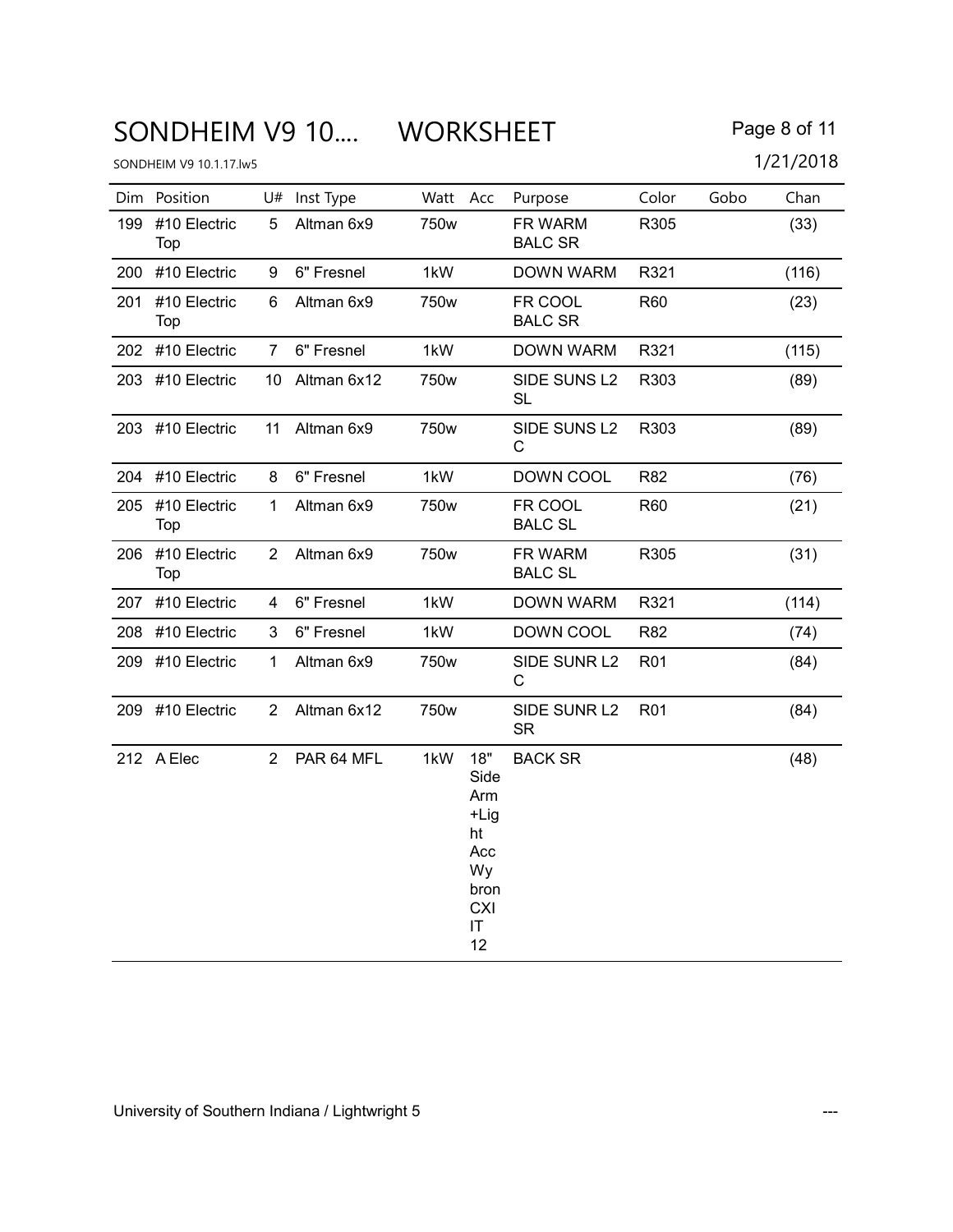# SONDHEIM V9 10.... WORKSHEET

SONDHEIM V9 10.1.17.lw5

1/21/2018

| Dim | Position | U# | Inst Type | Watt | Acc | Purpose | Color | Gobo | Chan |
|---|---|---|---|---|---|---|---|---|---|
| 199 | #10 Electric Top | 5 | Altman 6x9 | 750w | | FR WARM BALC SR | R305 | | (33) |
| 200 | #10 Electric | 9 | 6" Fresnel | 1kW | | DOWN WARM | R321 | | (116) |
| 201 | #10 Electric Top | 6 | Altman 6x9 | 750w | | FR COOL BALC SR | R60 | | (23) |
| 202 | #10 Electric | 7 | 6" Fresnel | 1kW | | DOWN WARM | R321 | | (115) |
| 203 | #10 Electric | 10 | Altman 6x12 | 750w | | SIDE SUNS L2 SL | R303 | | (89) |
| 203 | #10 Electric | 11 | Altman 6x9 | 750w | | SIDE SUNS L2 C | R303 | | (89) |
| 204 | #10 Electric | 8 | 6" Fresnel | 1kW | | DOWN COOL | R82 | | (76) |
| 205 | #10 Electric Top | 1 | Altman 6x9 | 750w | | FR COOL BALC SL | R60 | | (21) |
| 206 | #10 Electric Top | 2 | Altman 6x9 | 750w | | FR WARM BALC SL | R305 | | (31) |
| 207 | #10 Electric | 4 | 6" Fresnel | 1kW | | DOWN WARM | R321 | | (114) |
| 208 | #10 Electric | 3 | 6" Fresnel | 1kW | | DOWN COOL | R82 | | (74) |
| 209 | #10 Electric | 1 | Altman 6x9 | 750w | | SIDE SUNR L2 C | R01 | | (84) |
| 209 | #10 Electric | 2 | Altman 6x12 | 750w | | SIDE SUNR L2 SR | R01 | | (84) |
| 212 | A Elec | 2 | PAR 64 MFL | 1kW | 18" Side Arm +Light Acc Wybron CXI IT 12 | BACK SR | | | (48) |

University of Southern Indiana / Lightwright 5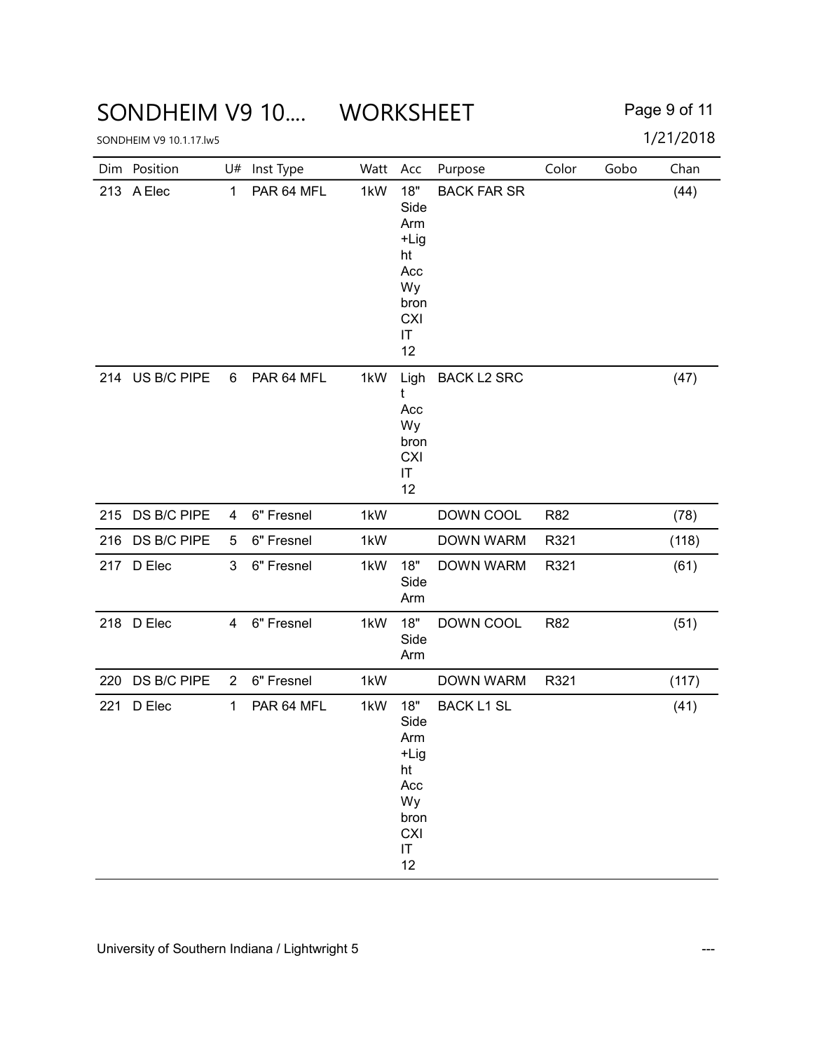# SONDHEIM V9 10.... WORKSHEET

SONDHEIM V9 10.1.17.lw5

1/21/2018

| Dim | Position | U# | Inst Type | Watt | Acc | Purpose | Color | Gobo | Chan |
|---|---|---|---|---|---|---|---|---|---|
| 213 | A Elec | 1 | PAR 64 MFL | 1kW | 18" Side Arm +Light Acc Wybron CXI IT 12 | BACK FAR SR | | | (44) |
| 214 | US B/C PIPE | 6 | PAR 64 MFL | 1kW | Light Acc Wybron CXI IT 12 | BACK L2 SRC | | | (47) |
| 215 | DS B/C PIPE | 4 | 6" Fresnel | 1kW | | DOWN COOL | R82 | | (78) |
| 216 | DS B/C PIPE | 5 | 6" Fresnel | 1kW | | DOWN WARM | R321 | | (118) |
| 217 | D Elec | 3 | 6" Fresnel | 1kW | 18" Side Arm | DOWN WARM | R321 | | (61) |
| 218 | D Elec | 4 | 6" Fresnel | 1kW | 18" Side Arm | DOWN COOL | R82 | | (51) |
| 220 | DS B/C PIPE | 2 | 6" Fresnel | 1kW | | DOWN WARM | R321 | | (117) |
| 221 | D Elec | 1 | PAR 64 MFL | 1kW | 18" Side Arm +Light Acc Wybron CXI IT 12 | BACK L1 SL | | | (41) |

University of Southern Indiana / Lightwright 5 ---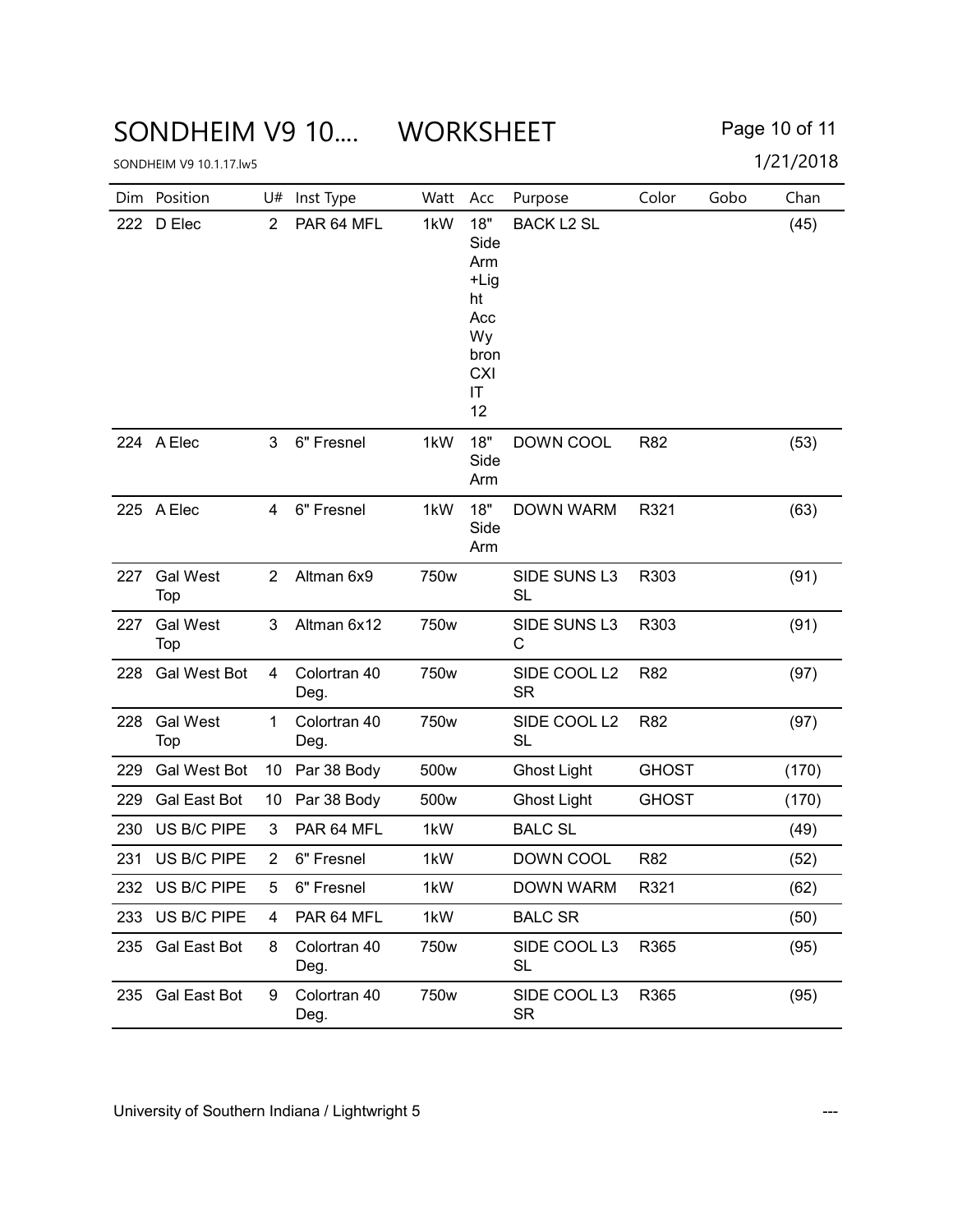# SONDHEIM V9 10.... WORKSHEET

SONDHEIM V9 10.1.17.lw5

1/21/2018

| Dim | Position | U# | Inst Type | Watt | Acc | Purpose | Color | Gobo | Chan |
|---|---|---|---|---|---|---|---|---|---|
| 222 | D Elec | 2 | PAR 64 MFL | 1kW | 18" Side Arm +Light Acc Wybron CXI IT 12 | BACK L2 SL | | | (45) |
| 224 | A Elec | 3 | 6" Fresnel | 1kW | 18" Side Arm | DOWN COOL | R82 | | (53) |
| 225 | A Elec | 4 | 6" Fresnel | 1kW | 18" Side Arm | DOWN WARM | R321 | | (63) |
| 227 | Gal West Top | 2 | Altman 6x9 | 750w | | SIDE SUNS L3 SL | R303 | | (91) |
| 227 | Gal West Top | 3 | Altman 6x12 | 750w | | SIDE SUNS L3 C | R303 | | (91) |
| 228 | Gal West Bot | 4 | Colortran 40 Deg. | 750w | | SIDE COOL L2 SR | R82 | | (97) |
| 228 | Gal West Top | 1 | Colortran 40 Deg. | 750w | | SIDE COOL L2 SL | R82 | | (97) |
| 229 | Gal West Bot | 10 | Par 38 Body | 500w | | Ghost Light | GHOST | | (170) |
| 229 | Gal East Bot | 10 | Par 38 Body | 500w | | Ghost Light | GHOST | | (170) |
| 230 | US B/C PIPE | 3 | PAR 64 MFL | 1kW | | BALC SL | | | (49) |
| 231 | US B/C PIPE | 2 | 6" Fresnel | 1kW | | DOWN COOL | R82 | | (52) |
| 232 | US B/C PIPE | 5 | 6" Fresnel | 1kW | | DOWN WARM | R321 | | (62) |
| 233 | US B/C PIPE | 4 | PAR 64 MFL | 1kW | | BALC SR | | | (50) |
| 235 | Gal East Bot | 8 | Colortran 40 Deg. | 750w | | SIDE COOL L3 SL | R365 | | (95) |
| 235 | Gal East Bot | 9 | Colortran 40 Deg. | 750w | | SIDE COOL L3 SR | R365 | | (95) |

University of Southern Indiana / Lightwright 5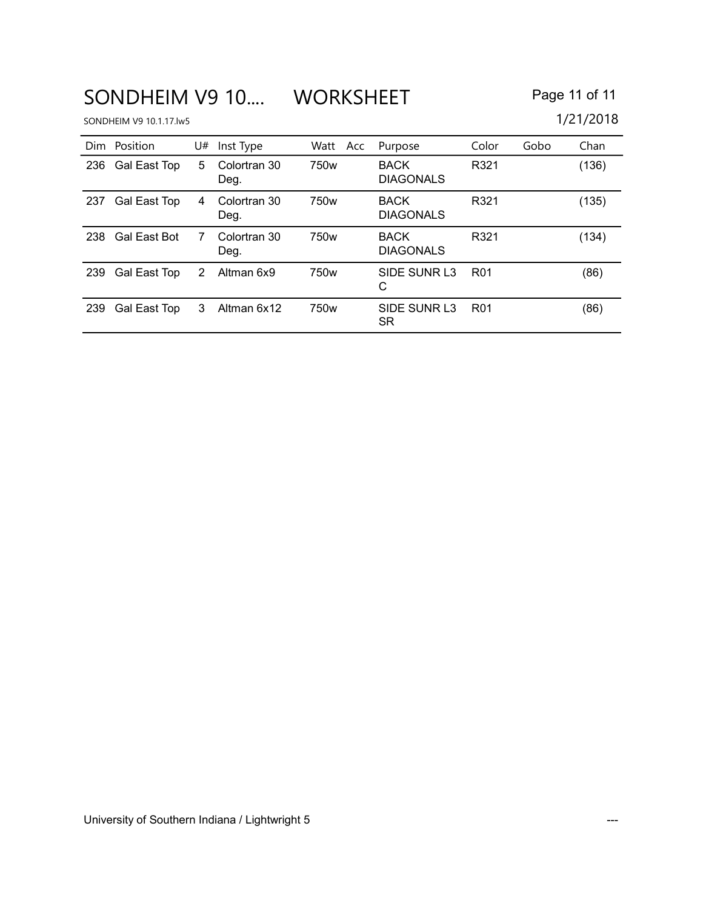# SONDHEIM V9 10.... WORKSHEET

SONDHEIM V9 10.1.17.lw5

1/21/2018

| Dim | Position | U# | Inst Type | Watt | Acc | Purpose | Color | Gobo | Chan |
|---|---|---|---|---|---|---|---|---|---|
| 236 | Gal East Top | 5 | Colortran 30 Deg. | 750w | | BACK DIAGONALS | R321 | | (136) |
| 237 | Gal East Top | 4 | Colortran 30 Deg. | 750w | | BACK DIAGONALS | R321 | | (135) |
| 238 | Gal East Bot | 7 | Colortran 30 Deg. | 750w | | BACK DIAGONALS | R321 | | (134) |
| 239 | Gal East Top | 2 | Altman 6x9 | 750w | | SIDE SUNR L3 C | R01 | | (86) |
| 239 | Gal East Top | 3 | Altman 6x12 | 750w | | SIDE SUNR L3 SR | R01 | | (86) |

University of Southern Indiana / Lightwright 5